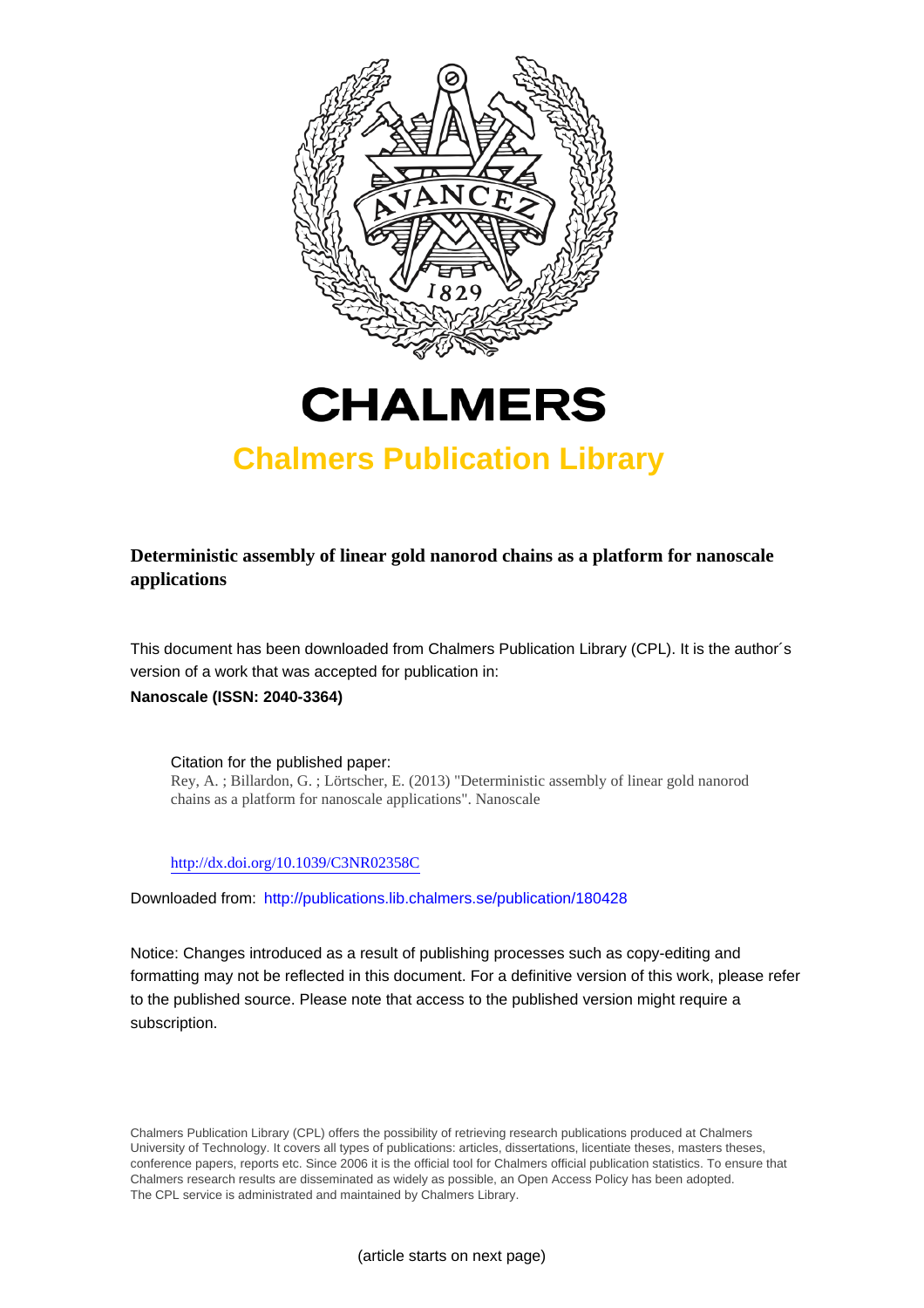# CHALMERS

## Chalmers Publication Library

**Deterministic assembly of linear gold nanorod chains as a platform for nanoscale applications**

This document has been downloaded from Chalmers Publication Library (CPL). It is the author´s version of a work that was accepted for publication in:

**Nanoscale (ISSN: 2040-3364)**

Citation for the published paper:
Rey, A. ; Billardon, G. ; Lörtscher, E. (2013) "Deterministic assembly of linear gold nanorod chains as a platform for nanoscale applications". Nanoscale

http://dx.doi.org/10.1039/C3NR02358C

Downloaded from: http://publications.lib.chalmers.se/publication/180428

Notice: Changes introduced as a result of publishing processes such as copy-editing and formatting may not be reflected in this document. For a definitive version of this work, please refer to the published source. Please note that access to the published version might require a subscription.

Chalmers Publication Library (CPL) offers the possibility of retrieving research publications produced at Chalmers University of Technology. It covers all types of publications: articles, dissertations, licentiate theses, masters theses, conference papers, reports etc. Since 2006 it is the official tool for Chalmers official publication statistics. To ensure that Chalmers research results are disseminated as widely as possible, an Open Access Policy has been adopted. The CPL service is administrated and maintained by Chalmers Library.

(article starts on next page)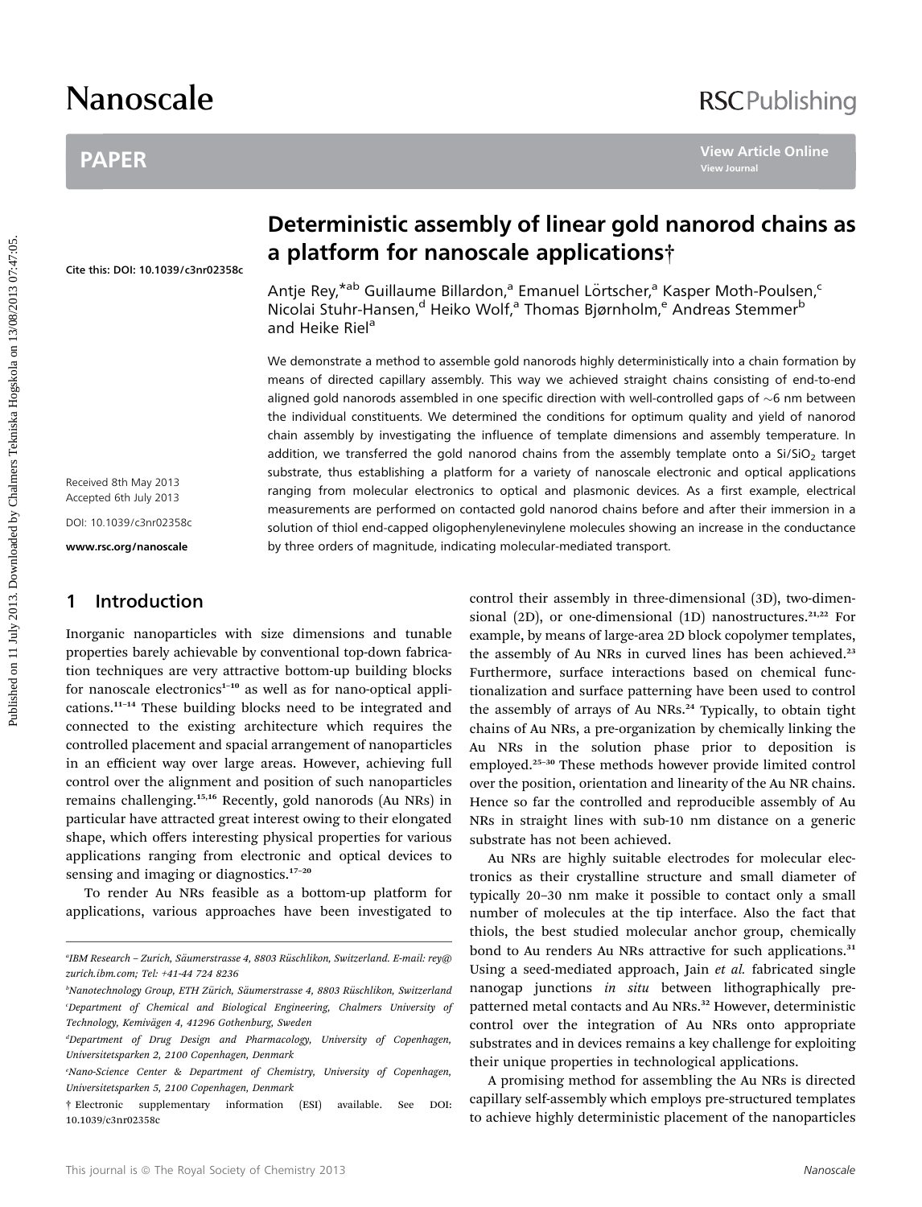# Deterministic assembly of linear gold nanorod chains as a platform for nanoscale applications†

Antje Rey,*[ab] Guillaume Billardon,[a] Emanuel Lörtscher,[a] Kasper Moth-Poulsen,[c] Nicolai Stuhr-Hansen,[d] Heiko Wolf,[a] Thomas Bjørnholm,[e] Andreas Stemmer[b] and Heike Riel[a]

Cite this: DOI: 10.1039/c3nr02358c

Received 8th May 2013
Accepted 6th July 2013

DOI: 10.1039/c3nr02358c

www.rsc.org/nanoscale

We demonstrate a method to assemble gold nanorods highly deterministically into a chain formation by means of directed capillary assembly. This way we achieved straight chains consisting of end-to-end aligned gold nanorods assembled in one specific direction with well-controlled gaps of ~6 nm between the individual constituents. We determined the conditions for optimum quality and yield of nanorod chain assembly by investigating the influence of template dimensions and assembly temperature. In addition, we transferred the gold nanorod chains from the assembly template onto a $Si/SiO_2$ target substrate, thus establishing a platform for a variety of nanoscale electronic and optical applications ranging from molecular electronics to optical and plasmonic devices. As a first example, electrical measurements are performed on contacted gold nanorod chains before and after their immersion in a solution of thiol end-capped oligophenylenevinylene molecules showing an increase in the conductance by three orders of magnitude, indicating molecular-mediated transport.

## 1 Introduction

Inorganic nanoparticles with size dimensions and tunable properties barely achievable by conventional top-down fabrication techniques are very attractive bottom-up building blocks for nanoscale electronics[1–10] as well as for nano-optical applications.[11–14] These building blocks need to be integrated and connected to the existing architecture which requires the controlled placement and spacial arrangement of nanoparticles in an efficient way over large areas. However, achieving full control over the alignment and position of such nanoparticles remains challenging.[15,16] Recently, gold nanorods (Au NRs) in particular have attracted great interest owing to their elongated shape, which offers interesting physical properties for various applications ranging from electronic and optical devices to sensing and imaging or diagnostics.[17–20]

To render Au NRs feasible as a bottom-up platform for applications, various approaches have been investigated to control their assembly in three-dimensional (3D), two-dimensional (2D), or one-dimensional (1D) nanostructures.[21,22] For example, by means of large-area 2D block copolymer templates, the assembly of Au NRs in curved lines has been achieved.[23] Furthermore, surface interactions based on chemical functionalization and surface patterning have been used to control the assembly of arrays of Au NRs.[24] Typically, to obtain tight chains of Au NRs, a pre-organization by chemically linking the Au NRs in the solution phase prior to deposition is employed.[25–30] These methods however provide limited control over the position, orientation and linearity of the Au NR chains. Hence so far the controlled and reproducible assembly of Au NRs in straight lines with sub-10 nm distance on a generic substrate has not been achieved.

Au NRs are highly suitable electrodes for molecular electronics as their crystalline structure and small diameter of typically 20–30 nm make it possible to contact only a small number of molecules at the tip interface. Also the fact that thiols, the best studied molecular anchor group, chemically bond to Au renders Au NRs attractive for such applications.[31] Using a seed-mediated approach, Jain *et al.* fabricated single nanogap junctions *in situ* between lithographically prepatterned metal contacts and Au NRs.[32] However, deterministic control over the integration of Au NRs onto appropriate substrates and in devices remains a key challenge for exploiting their unique properties in technological applications.

A promising method for assembling the Au NRs is directed capillary self-assembly which employs pre-structured templates to achieve highly deterministic placement of the nanoparticles

---

[a] IBM Research – Zurich, Säumerstrasse 4, 8803 Rüschlikon, Switzerland. E-mail: rey@zurich.ibm.com; Tel: +41-44 724 8236

[b] Nanotechnology Group, ETH Zürich, Säumerstrasse 4, 8803 Rüschlikon, Switzerland

[c] Department of Chemical and Biological Engineering, Chalmers University of Technology, Kemivägen 4, 41296 Gothenburg, Sweden

[d] Department of Drug Design and Pharmacology, University of Copenhagen, Universitetsparken 2, 2100 Copenhagen, Denmark

[e] Nano-Science Center & Department of Chemistry, University of Copenhagen, Universitetsparken 5, 2100 Copenhagen, Denmark

† Electronic supplementary information (ESI) available. See DOI: 10.1039/c3nr02358c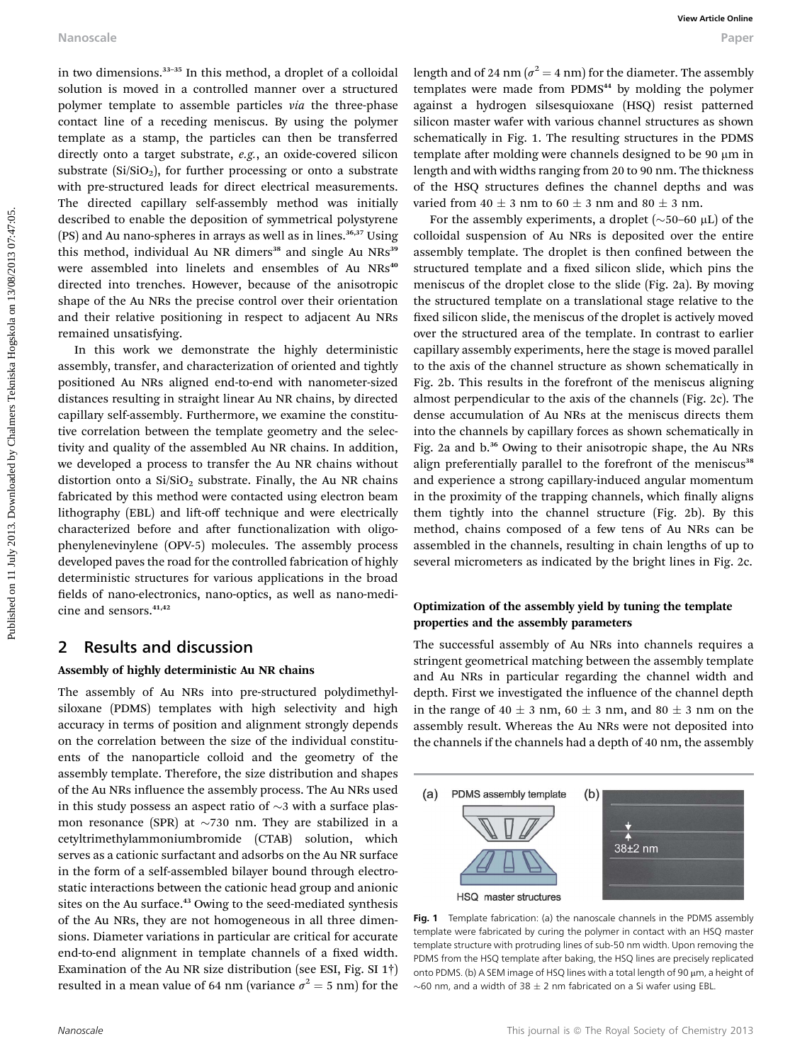in two dimensions.[33–35] In this method, a droplet of a colloidal solution is moved in a controlled manner over a structured polymer template to assemble particles *via* the three-phase contact line of a receding meniscus. By using the polymer template as a stamp, the particles can then be transferred directly onto a target substrate, *e.g.*, an oxide-covered silicon substrate ($Si/SiO_2$), for further processing or onto a substrate with pre-structured leads for direct electrical measurements. The directed capillary self-assembly method was initially described to enable the deposition of symmetrical polystyrene (PS) and Au nano-spheres in arrays as well as in lines.[36,37] Using this method, individual Au NR dimers[38] and single Au NRs[39] were assembled into linelets and ensembles of Au NRs[40] directed into trenches. However, because of the anisotropic shape of the Au NRs the precise control over their orientation and their relative positioning in respect to adjacent Au NRs remained unsatisfying.

In this work we demonstrate the highly deterministic assembly, transfer, and characterization of oriented and tightly positioned Au NRs aligned end-to-end with nanometer-sized distances resulting in straight linear Au NR chains, by directed capillary self-assembly. Furthermore, we examine the constitutive correlation between the template geometry and the selectivity and quality of the assembled Au NR chains. In addition, we developed a process to transfer the Au NR chains without distortion onto a $Si/SiO_2$ substrate. Finally, the Au NR chains fabricated by this method were contacted using electron beam lithography (EBL) and lift-off technique and were electrically characterized before and after functionalization with oligo-phenylenevinylene (OPV-5) molecules. The assembly process developed paves the road for the controlled fabrication of highly deterministic structures for various applications in the broad fields of nano-electronics, nano-optics, as well as nano-medicine and sensors.[41,42]

## 2 Results and discussion

### Assembly of highly deterministic Au NR chains

The assembly of Au NRs into pre-structured polydimethylsiloxane (PDMS) templates with high selectivity and high accuracy in terms of position and alignment strongly depends on the correlation between the size of the individual constituents of the nanoparticle colloid and the geometry of the assembly template. Therefore, the size distribution and shapes of the Au NRs influence the assembly process. The Au NRs used in this study possess an aspect ratio of ~3 with a surface plasmon resonance (SPR) at ~730 nm. They are stabilized in a cetyltrimethylammoniumbromide (CTAB) solution, which serves as a cationic surfactant and adsorbs on the Au NR surface in the form of a self-assembled bilayer bound through electrostatic interactions between the cationic head group and anionic sites on the Au surface.[43] Owing to the seed-mediated synthesis of the Au NRs, they are not homogeneous in all three dimensions. Diameter variations in particular are critical for accurate end-to-end alignment in template channels of a fixed width. Examination of the Au NR size distribution (see ESI, Fig. SI 1†) resulted in a mean value of 64 nm (variance $\sigma^2 = 5$ nm) for the length and of 24 nm ($\sigma^2 = 4$ nm) for the diameter. The assembly templates were made from PDMS[44] by molding the polymer against a hydrogen silsesquioxane (HSQ) resist patterned silicon master wafer with various channel structures as shown schematically in Fig. 1. The resulting structures in the PDMS template after molding were channels designed to be 90 μm in length and with widths ranging from 20 to 90 nm. The thickness of the HSQ structures defines the channel depths and was varied from 40 ± 3 nm to 60 ± 3 nm and 80 ± 3 nm.

For the assembly experiments, a droplet (~50–60 μL) of the colloidal suspension of Au NRs is deposited over the entire assembly template. The droplet is then confined between the structured template and a fixed silicon slide, which pins the meniscus of the droplet close to the slide (Fig. 2a). By moving the structured template on a translational stage relative to the fixed silicon slide, the meniscus of the droplet is actively moved over the structured area of the template. In contrast to earlier capillary assembly experiments, here the stage is moved parallel to the axis of the channel structure as shown schematically in Fig. 2b. This results in the forefront of the meniscus aligning almost perpendicular to the axis of the channels (Fig. 2c). The dense accumulation of Au NRs at the meniscus directs them into the channels by capillary forces as shown schematically in Fig. 2a and b.[36] Owing to their anisotropic shape, the Au NRs align preferentially parallel to the forefront of the meniscus[38] and experience a strong capillary-induced angular momentum in the proximity of the trapping channels, which finally aligns them tightly into the channel structure (Fig. 2b). By this method, chains composed of a few tens of Au NRs can be assembled in the channels, resulting in chain lengths of up to several micrometers as indicated by the bright lines in Fig. 2c.

### Optimization of the assembly yield by tuning the template properties and the assembly parameters

The successful assembly of Au NRs into channels requires a stringent geometrical matching between the assembly template and Au NRs in particular regarding the channel width and depth. First we investigated the influence of the channel depth in the range of 40 ± 3 nm, 60 ± 3 nm, and 80 ± 3 nm on the assembly result. Whereas the Au NRs were not deposited into the channels if the channels had a depth of 40 nm, the assembly

Fig. 1 Template fabrication: (a) the nanoscale channels in the PDMS assembly template were fabricated by curing the polymer in contact with an HSQ master template structure with protruding lines of sub-50 nm width. Upon removing the PDMS from the HSQ template after baking, the HSQ lines are precisely replicated onto PDMS. (b) A SEM image of HSQ lines with a total length of 90 μm, a height of ~60 nm, and a width of 38 ± 2 nm fabricated on a Si wafer using EBL.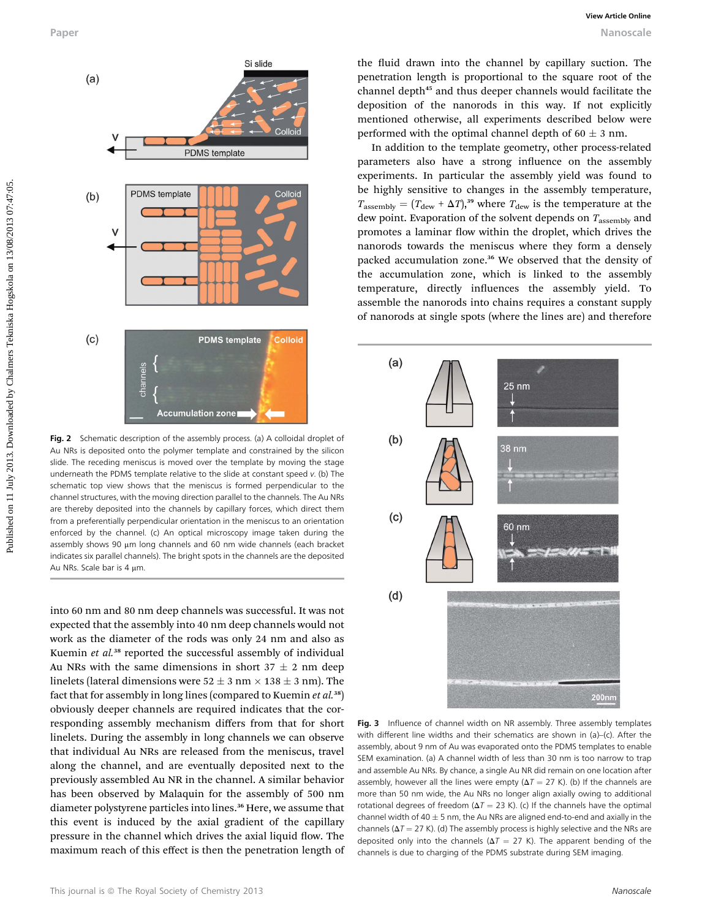Fig. 2 Schematic description of the assembly process. (a) A colloidal droplet of Au NRs is deposited onto the polymer template and constrained by the silicon slide. The receding meniscus is moved over the template by moving the stage underneath the PDMS template relative to the slide at constant speed $v$. (b) The schematic top view shows that the meniscus is formed perpendicular to the channel structures, with the moving direction parallel to the channels. The Au NRs are thereby deposited into the channels by capillary forces, which direct them from a preferentially perpendicular orientation in the meniscus to an orientation enforced by the channel. (c) An optical microscopy image taken during the assembly shows 90 μm long channels and 60 nm wide channels (each bracket indicates six parallel channels). The bright spots in the channels are the deposited Au NRs. Scale bar is 4 μm.

into 60 nm and 80 nm deep channels was successful. It was not expected that the assembly into 40 nm deep channels would not work as the diameter of the rods was only 24 nm and also as Kuemin *et al.*[38] reported the successful assembly of individual Au NRs with the same dimensions in short 37 ± 2 nm deep linelets (lateral dimensions were 52 ± 3 nm × 138 ± 3 nm). The fact that for assembly in long lines (compared to Kuemin *et al.*[38]) obviously deeper channels are required indicates that the corresponding assembly mechanism differs from that for short linelets. During the assembly in long channels we can observe that individual Au NRs are released from the meniscus, travel along the channel, and are eventually deposited next to the previously assembled Au NR in the channel. A similar behavior has been observed by Malaquin for the assembly of 500 nm diameter polystyrene particles into lines.[36] Here, we assume that this event is induced by the axial gradient of the capillary pressure in the channel which drives the axial liquid flow. The maximum reach of this effect is then the penetration length of the fluid drawn into the channel by capillary suction. The penetration length is proportional to the square root of the channel depth[45] and thus deeper channels would facilitate the deposition of the nanorods in this way. If not explicitly mentioned otherwise, all experiments described below were performed with the optimal channel depth of 60 ± 3 nm.

In addition to the template geometry, other process-related parameters also have a strong influence on the assembly experiments. In particular the assembly yield was found to be highly sensitive to changes in the assembly temperature, $T_{assembly} = (T_{dew} + \Delta T)$,[39] where $T_{dew}$ is the temperature at the dew point. Evaporation of the solvent depends on $T_{assembly}$ and promotes a laminar flow within the droplet, which drives the nanorods towards the meniscus where they form a densely packed accumulation zone.[36] We observed that the density of the accumulation zone, which is linked to the assembly temperature, directly influences the assembly yield. To assemble the nanorods into chains requires a constant supply of nanorods at single spots (where the lines are) and therefore

Fig. 3 Influence of channel width on NR assembly. Three assembly templates with different line widths and their schematics are shown in (a)–(c). After the assembly, about 9 nm of Au was evaporated onto the PDMS templates to enable SEM examination. (a) A channel width of less than 30 nm is too narrow to trap and assemble Au NRs. By chance, a single Au NR did remain on one location after assembly, however all the lines were empty ($\Delta T$ = 27 K). (b) If the channels are more than 50 nm wide, the Au NRs no longer align axially owing to additional rotational degrees of freedom ($\Delta T$ = 23 K). (c) If the channels have the optimal channel width of 40 ± 5 nm, the Au NRs are aligned end-to-end and axially in the channels ($\Delta T$ = 27 K). (d) The assembly process is highly selective and the NRs are deposited only into the channels ($\Delta T$ = 27 K). The apparent bending of the channels is due to charging of the PDMS substrate during SEM imaging.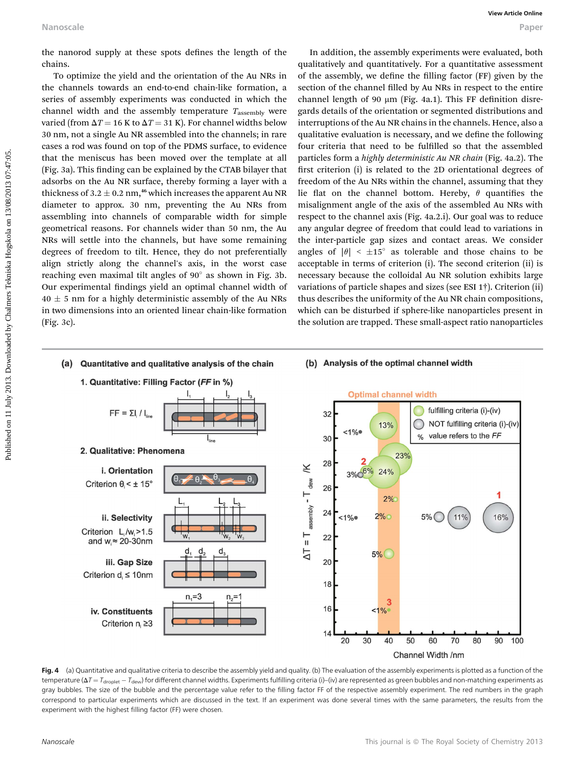the nanorod supply at these spots defines the length of the chains.

To optimize the yield and the orientation of the Au NRs in the channels towards an end-to-end chain-like formation, a series of assembly experiments was conducted in which the channel width and the assembly temperature $T_{assembly}$ were varied (from $\Delta T = 16$ K to $\Delta T = 31$ K). For channel widths below 30 nm, not a single Au NR assembled into the channels; in rare cases a rod was found on top of the PDMS surface, to evidence that the meniscus has been moved over the template at all (Fig. 3a). This finding can be explained by the CTAB bilayer that adsorbs on the Au NR surface, thereby forming a layer with a thickness of $3.2 \pm 0.2$ nm,[46] which increases the apparent Au NR diameter to approx. 30 nm, preventing the Au NRs from assembling into channels of comparable width for simple geometrical reasons. For channels wider than 50 nm, the Au NRs will settle into the channels, but have some remaining degrees of freedom to tilt. Hence, they do not preferentially align strictly along the channel's axis, in the worst case reaching even maximal tilt angles of 90° as shown in Fig. 3b. Our experimental findings yield an optimal channel width of $40 \pm 5$ nm for a highly deterministic assembly of the Au NRs in two dimensions into an oriented linear chain-like formation (Fig. 3c).

In addition, the assembly experiments were evaluated, both qualitatively and quantitatively. For a quantitative assessment of the assembly, we define the filling factor (FF) given by the section of the channel filled by Au NRs in respect to the entire channel length of 90 µm (Fig. 4a.1). This FF definition disregards details of the orientation or segmented distributions and interruptions of the Au NR chains in the channels. Hence, also a qualitative evaluation is necessary, and we define the following four criteria that need to be fulfilled so that the assembled particles form a *highly deterministic Au NR chain* (Fig. 4a.2). The first criterion (i) is related to the 2D orientational degrees of freedom of the Au NRs within the channel, assuming that they lie flat on the channel bottom. Hereby, $\theta$ quantifies the misalignment angle of the axis of the assembled Au NRs with respect to the channel axis (Fig. 4a.2.i). Our goal was to reduce any angular degree of freedom that could lead to variations in the inter-particle gap sizes and contact areas. We consider angles of $|\theta| < \pm 15°$ as tolerable and those chains to be acceptable in terms of criterion (i). The second criterion (ii) is necessary because the colloidal Au NR solution exhibits large variations of particle shapes and sizes (see ESI 1†). Criterion (ii) thus describes the uniformity of the Au NR chain compositions, which can be disturbed if sphere-like nanoparticles present in the solution are trapped. These small-aspect ratio nanoparticles

**Fig. 4** (a) Quantitative and qualitative criteria to describe the assembly yield and quality. (b) The evaluation of the assembly experiments is plotted as a function of the temperature ($\Delta T = T_{droplet} - T_{dew}$) for different channel widths. Experiments fulfilling criteria (i)–(iv) are represented as green bubbles and non-matching experiments as gray bubbles. The size of the bubble and the percentage value refer to the filling factor FF of the respective assembly experiment. The red numbers in the graph correspond to particular experiments which are discussed in the text. If an experiment was done several times with the same parameters, the results from the experiment with the highest filling factor (FF) were chosen.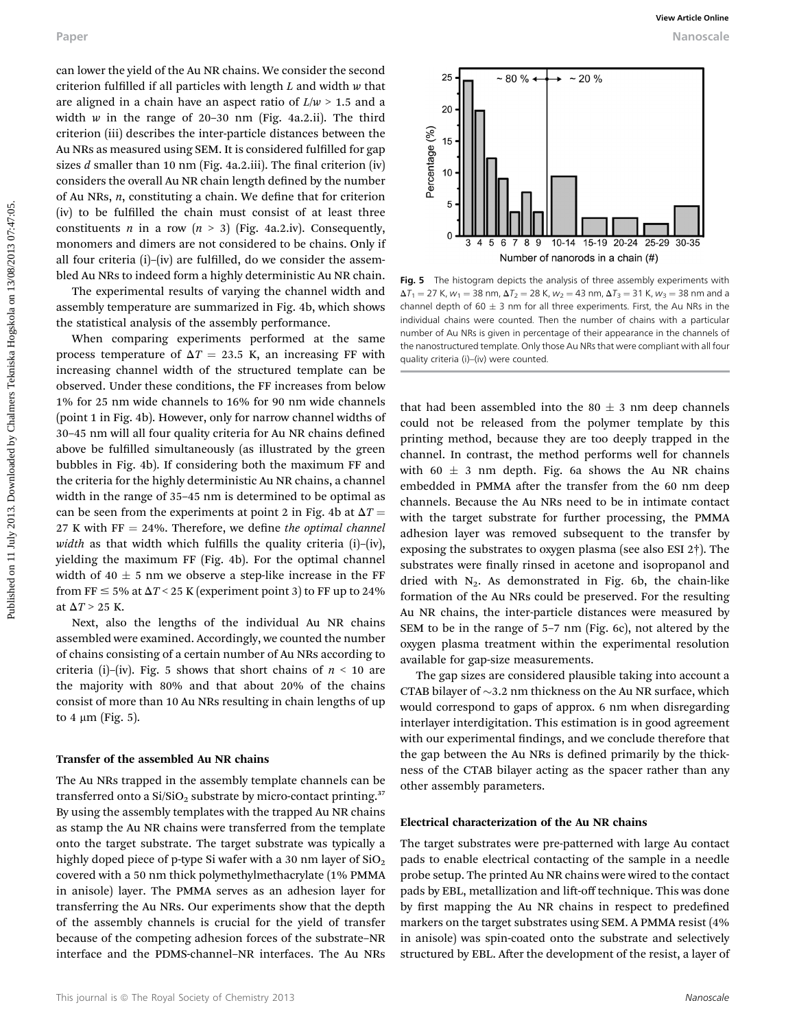can lower the yield of the Au NR chains. We consider the second criterion fulfilled if all particles with length $L$ and width $w$ that are aligned in a chain have an aspect ratio of $L/w > 1.5$ and a width $w$ in the range of 20–30 nm (Fig. 4a.2.ii). The third criterion (iii) describes the inter-particle distances between the Au NRs as measured using SEM. It is considered fulfilled for gap sizes $d$ smaller than 10 nm (Fig. 4a.2.iii). The final criterion (iv) considers the overall Au NR chain length defined by the number of Au NRs, $n$, constituting a chain. We define that for criterion (iv) to be fulfilled the chain must consist of at least three constituents $n$ in a row ($n > 3$) (Fig. 4a.2.iv). Consequently, monomers and dimers are not considered to be chains. Only if all four criteria (i)–(iv) are fulfilled, do we consider the assembled Au NRs to indeed form a highly deterministic Au NR chain.

The experimental results of varying the channel width and assembly temperature are summarized in Fig. 4b, which shows the statistical analysis of the assembly performance.

When comparing experiments performed at the same process temperature of $\Delta T = 23.5$ K, an increasing FF with increasing channel width of the structured template can be observed. Under these conditions, the FF increases from below 1% for 25 nm wide channels to 16% for 90 nm wide channels (point 1 in Fig. 4b). However, only for narrow channel widths of 30–45 nm will all four quality criteria for Au NR chains defined above be fulfilled simultaneously (as illustrated by the green bubbles in Fig. 4b). If considering both the maximum FF and the criteria for the highly deterministic Au NR chains, a channel width in the range of 35–45 nm is determined to be optimal as can be seen from the experiments at point 2 in Fig. 4b at $\Delta T = 27$ K with FF = 24%. Therefore, we define *the optimal channel width* as that width which fulfills the quality criteria (i)–(iv), yielding the maximum FF (Fig. 4b). For the optimal channel width of 40 ± 5 nm we observe a step-like increase in the FF from FF ≤ 5% at $\Delta T < 25$ K (experiment point 3) to FF up to 24% at $\Delta T > 25$ K.

Next, also the lengths of the individual Au NR chains assembled were examined. Accordingly, we counted the number of chains consisting of a certain number of Au NRs according to criteria (i)–(iv). Fig. 5 shows that short chains of $n < 10$ are the majority with 80% and that about 20% of the chains consist of more than 10 Au NRs resulting in chain lengths of up to 4 μm (Fig. 5).

**Fig. 5** The histogram depicts the analysis of three assembly experiments with $\Delta T_1 = 27$ K, $w_1 = 38$ nm, $\Delta T_2 = 28$ K, $w_2 = 43$ nm, $\Delta T_3 = 31$ K, $w_3 = 38$ nm and a channel depth of 60 ± 3 nm for all three experiments. First, the Au NRs in the individual chains were counted. Then the number of chains with a particular number of Au NRs is given in percentage of their appearance in the channels of the nanostructured template. Only those Au NRs that were compliant with all four quality criteria (i)–(iv) were counted.

### Transfer of the assembled Au NR chains

The Au NRs trapped in the assembly template channels can be transferred onto a $Si/SiO_2$ substrate by micro-contact printing.[37] By using the assembly templates with the trapped Au NR chains as stamp the Au NR chains were transferred from the template onto the target substrate. The target substrate was typically a highly doped piece of p-type Si wafer with a 30 nm layer of $SiO_2$ covered with a 50 nm thick polymethylmethacrylate (1% PMMA in anisole) layer. The PMMA serves as an adhesion layer for transferring the Au NRs. Our experiments show that the depth of the assembly channels is crucial for the yield of transfer because of the competing adhesion forces of the substrate–NR interface and the PDMS-channel–NR interfaces. The Au NRs that had been assembled into the 80 ± 3 nm deep channels could not be released from the polymer template by this printing method, because they are too deeply trapped in the channel. In contrast, the method performs well for channels with 60 ± 3 nm depth. Fig. 6a shows the Au NR chains embedded in PMMA after the transfer from the 60 nm deep channels. Because the Au NRs need to be in intimate contact with the target substrate for further processing, the PMMA adhesion layer was removed subsequent to the transfer by exposing the substrates to oxygen plasma (see also ESI 2†). The substrates were finally rinsed in acetone and isopropanol and dried with $N_2$. As demonstrated in Fig. 6b, the chain-like formation of the Au NRs could be preserved. For the resulting Au NR chains, the inter-particle distances were measured by SEM to be in the range of 5–7 nm (Fig. 6c), not altered by the oxygen plasma treatment within the experimental resolution available for gap-size measurements.

The gap sizes are considered plausible taking into account a CTAB bilayer of ~3.2 nm thickness on the Au NR surface, which would correspond to gaps of approx. 6 nm when disregarding interlayer interdigitation. This estimation is in good agreement with our experimental findings, and we conclude therefore that the gap between the Au NRs is defined primarily by the thickness of the CTAB bilayer acting as the spacer rather than any other assembly parameters.

### Electrical characterization of the Au NR chains

The target substrates were pre-patterned with large Au contact pads to enable electrical contacting of the sample in a needle probe setup. The printed Au NR chains were wired to the contact pads by EBL, metallization and lift-off technique. This was done by first mapping the Au NR chains in respect to predefined markers on the target substrates using SEM. A PMMA resist (4% in anisole) was spin-coated onto the substrate and selectively structured by EBL. After the development of the resist, a layer of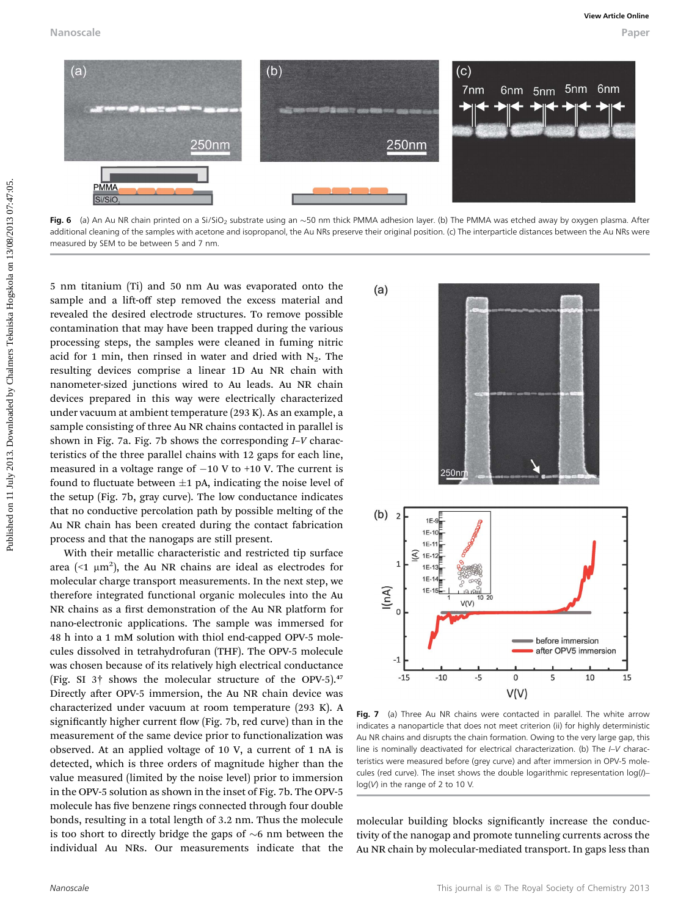Fig. 6 (a) An Au NR chain printed on a $Si/SiO_2$ substrate using an ~50 nm thick PMMA adhesion layer. (b) The PMMA was etched away by oxygen plasma. After additional cleaning of the samples with acetone and isopropanol, the Au NRs preserve their original position. (c) The interparticle distances between the Au NRs were measured by SEM to be between 5 and 7 nm.

5 nm titanium (Ti) and 50 nm Au was evaporated onto the sample and a lift-off step removed the excess material and revealed the desired electrode structures. To remove possible contamination that may have been trapped during the various processing steps, the samples were cleaned in fuming nitric acid for 1 min, then rinsed in water and dried with $N_2$. The resulting devices comprise a linear 1D Au NR chain with nanometer-sized junctions wired to Au leads. Au NR chain devices prepared in this way were electrically characterized under vacuum at ambient temperature (293 K). As an example, a sample consisting of three Au NR chains contacted in parallel is shown in Fig. 7a. Fig. 7b shows the corresponding *I–V* characteristics of the three parallel chains with 12 gaps for each line, measured in a voltage range of −10 V to +10 V. The current is found to fluctuate between ±1 pA, indicating the noise level of the setup (Fig. 7b, gray curve). The low conductance indicates that no conductive percolation path by possible melting of the Au NR chain has been created during the contact fabrication process and that the nanogaps are still present.

With their metallic characteristic and restricted tip surface area (<1 μm$^2$), the Au NR chains are ideal as electrodes for molecular charge transport measurements. In the next step, we therefore integrated functional organic molecules into the Au NR chains as a first demonstration of the Au NR platform for nano-electronic applications. The sample was immersed for 48 h into a 1 mM solution with thiol end-capped OPV-5 molecules dissolved in tetrahydrofuran (THF). The OPV-5 molecule was chosen because of its relatively high electrical conductance (Fig. SI 3† shows the molecular structure of the OPV-5).[47] Directly after OPV-5 immersion, the Au NR chain device was characterized under vacuum at room temperature (293 K). A significantly higher current flow (Fig. 7b, red curve) than in the measurement of the same device prior to functionalization was observed. At an applied voltage of 10 V, a current of 1 nA is detected, which is three orders of magnitude higher than the value measured (limited by the noise level) prior to immersion in the OPV-5 solution as shown in the inset of Fig. 7b. The OPV-5 molecule has five benzene rings connected through four double bonds, resulting in a total length of 3.2 nm. Thus the molecule is too short to directly bridge the gaps of ~6 nm between the individual Au NRs. Our measurements indicate that the molecular building blocks significantly increase the conductivity of the nanogap and promote tunneling currents across the Au NR chain by molecular-mediated transport. In gaps less than

Fig. 7 (a) Three Au NR chains were contacted in parallel. The white arrow indicates a nanoparticle that does not meet criterion (ii) for highly deterministic Au NR chains and disrupts the chain formation. Owing to the very large gap, this line is nominally deactivated for electrical characterization. (b) The *I–V* characteristics were measured before (grey curve) and after immersion in OPV-5 molecules (red curve). The inset shows the double logarithmic representation log(*I*)–log(*V*) in the range of 2 to 10 V.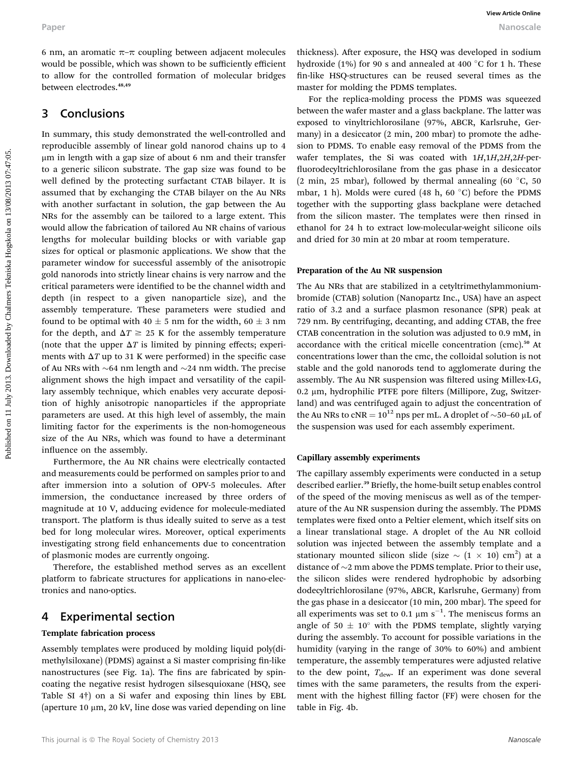6 nm, an aromatic π–π coupling between adjacent molecules would be possible, which was shown to be sufficiently efficient to allow for the controlled formation of molecular bridges between electrodes.[48,49]

## 3 Conclusions

In summary, this study demonstrated the well-controlled and reproducible assembly of linear gold nanorod chains up to 4 μm in length with a gap size of about 6 nm and their transfer to a generic silicon substrate. The gap size was found to be well defined by the protecting surfactant CTAB bilayer. It is assumed that by exchanging the CTAB bilayer on the Au NRs with another surfactant in solution, the gap between the Au NRs for the assembly can be tailored to a large extent. This would allow the fabrication of tailored Au NR chains of various lengths for molecular building blocks or with variable gap sizes for optical or plasmonic applications. We show that the parameter window for successful assembly of the anisotropic gold nanorods into strictly linear chains is very narrow and the critical parameters were identified to be the channel width and depth (in respect to a given nanoparticle size), and the assembly temperature. These parameters were studied and found to be optimal with 40 ± 5 nm for the width, 60 ± 3 nm for the depth, and $\Delta T \geq 25$ K for the assembly temperature (note that the upper $\Delta T$ is limited by pinning effects; experiments with $\Delta T$ up to 31 K were performed) in the specific case of Au NRs with ~64 nm length and ~24 nm width. The precise alignment shows the high impact and versatility of the capillary assembly technique, which enables very accurate deposition of highly anisotropic nanoparticles if the appropriate parameters are used. At this high level of assembly, the main limiting factor for the experiments is the non-homogeneous size of the Au NRs, which was found to have a determinant influence on the assembly.

Furthermore, the Au NR chains were electrically contacted and measurements could be performed on samples prior to and after immersion into a solution of OPV-5 molecules. After immersion, the conductance increased by three orders of magnitude at 10 V, adducing evidence for molecule-mediated transport. The platform is thus ideally suited to serve as a test bed for long molecular wires. Moreover, optical experiments investigating strong field enhancements due to concentration of plasmonic modes are currently ongoing.

Therefore, the established method serves as an excellent platform to fabricate structures for applications in nano-electronics and nano-optics.

## 4 Experimental section

### Template fabrication process

Assembly templates were produced by molding liquid poly(dimethylsiloxane) (PDMS) against a Si master comprising fin-like nanostructures (see Fig. 1a). The fins are fabricated by spin-coating the negative resist hydrogen silsesquioxane (HSQ, see Table SI 4†) on a Si wafer and exposing thin lines by EBL (aperture 10 μm, 20 kV, line dose was varied depending on line thickness). After exposure, the HSQ was developed in sodium hydroxide (1%) for 90 s and annealed at 400 °C for 1 h. These fin-like HSQ-structures can be reused several times as the master for molding the PDMS templates.

For the replica-molding process the PDMS was squeezed between the wafer master and a glass backplane. The latter was exposed to vinyltrichlorosilane (97%, ABCR, Karlsruhe, Germany) in a desiccator (2 min, 200 mbar) to promote the adhesion to PDMS. To enable easy removal of the PDMS from the wafer templates, the Si was coated with 1*H*,1*H*,2*H*,2*H*-perfluorodecyltrichlorosilane from the gas phase in a desiccator (2 min, 25 mbar), followed by thermal annealing (60 °C, 50 mbar, 1 h). Molds were cured (48 h, 60 °C) before the PDMS together with the supporting glass backplane were detached from the silicon master. The templates were then rinsed in ethanol for 24 h to extract low-molecular-weight silicone oils and dried for 30 min at 20 mbar at room temperature.

### Preparation of the Au NR suspension

The Au NRs that are stabilized in a cetyltrimethylammonium-bromide (CTAB) solution (Nanopartz Inc., USA) have an aspect ratio of 3.2 and a surface plasmon resonance (SPR) peak at 729 nm. By centrifuging, decanting, and adding CTAB, the free CTAB concentration in the solution was adjusted to 0.9 mM, in accordance with the critical micelle concentration (cmc).[50] At concentrations lower than the cmc, the colloidal solution is not stable and the gold nanorods tend to agglomerate during the assembly. The Au NR suspension was filtered using Millex-LG, 0.2 μm, hydrophilic PTFE pore filters (Millipore, Zug, Switzerland) and was centrifuged again to adjust the concentration of the Au NRs to $c_{NR} = 10^{12}$ nps per mL. A droplet of ~50–60 μL of the suspension was used for each assembly experiment.

### Capillary assembly experiments

The capillary assembly experiments were conducted in a setup described earlier.[39] Briefly, the home-built setup enables control of the speed of the moving meniscus as well as of the temperature of the Au NR suspension during the assembly. The PDMS templates were fixed onto a Peltier element, which itself sits on a linear translational stage. A droplet of the Au NR colloid solution was injected between the assembly template and a stationary mounted silicon slide (size ~ (1 × 10) cm$^2$) at a distance of ~2 mm above the PDMS template. Prior to their use, the silicon slides were rendered hydrophobic by adsorbing dodecyltrichlorosilane (97%, ABCR, Karlsruhe, Germany) from the gas phase in a desiccator (10 min, 200 mbar). The speed for all experiments was set to 0.1 μm s$^{-1}$. The meniscus forms an angle of 50 ± 10° with the PDMS template, slightly varying during the assembly. To account for possible variations in the humidity (varying in the range of 30% to 60%) and ambient temperature, the assembly temperatures were adjusted relative to the dew point, $T_{dew}$. If an experiment was done several times with the same parameters, the results from the experiment with the highest filling factor (FF) were chosen for the table in Fig. 4b.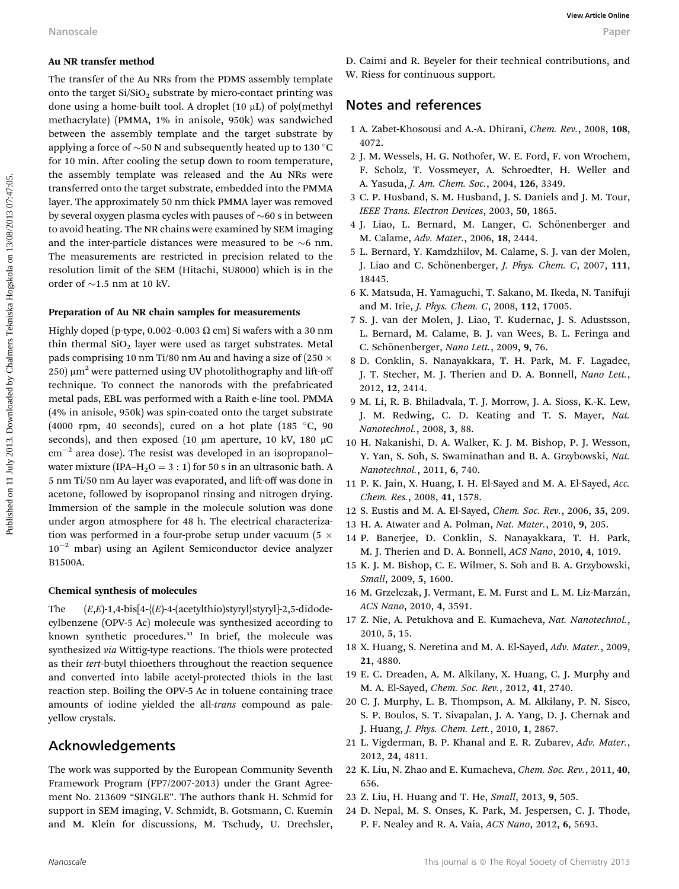### Au NR transfer method

The transfer of the Au NRs from the PDMS assembly template onto the target $Si/SiO_2$ substrate by micro-contact printing was done using a home-built tool. A droplet (10 μL) of poly(methyl methacrylate) (PMMA, 1% in anisole, 950k) was sandwiched between the assembly template and the target substrate by applying a force of ~50 N and subsequently heated up to 130 °C for 10 min. After cooling the setup down to room temperature, the assembly template was released and the Au NRs were transferred onto the target substrate, embedded into the PMMA layer. The approximately 50 nm thick PMMA layer was removed by several oxygen plasma cycles with pauses of ~60 s in between to avoid heating. The NR chains were examined by SEM imaging and the inter-particle distances were measured to be ~6 nm. The measurements are restricted in precision related to the resolution limit of the SEM (Hitachi, SU8000) which is in the order of ~1.5 nm at 10 kV.

### Preparation of Au NR chain samples for measurements

Highly doped (p-type, 0.002–0.003 Ω cm) Si wafers with a 30 nm thin thermal $SiO_2$ layer were used as target substrates. Metal pads comprising 10 nm Ti/80 nm Au and having a size of (250 × 250) $\mu m^2$ were patterned using UV photolithography and lift-off technique. To connect the nanorods with the prefabricated metal pads, EBL was performed with a Raith e-line tool. PMMA (4% in anisole, 950k) was spin-coated onto the target substrate (4000 rpm, 40 seconds), cured on a hot plate (185 °C, 90 seconds), and then exposed (10 μm aperture, 10 kV, 180 μC $cm^{-2}$ area dose). The resist was developed in an isopropanol–water mixture (IPA–$H_2O$ = 3 : 1) for 50 s in an ultrasonic bath. A 5 nm Ti/50 nm Au layer was evaporated, and lift-off was done in acetone, followed by isopropanol rinsing and nitrogen drying. Immersion of the sample in the molecule solution was done under argon atmosphere for 48 h. The electrical characterization was performed in a four-probe setup under vacuum (5 × $10^{-2}$ mbar) using an Agilent Semiconductor device analyzer B1500A.

### Chemical synthesis of molecules

The (*E*,*E*)-1,4-bis[4-{(*E*)-4-(acetylthio)styryl}styryl]-2,5-didodecylbenzene (OPV-5 Ac) molecule was synthesized according to known synthetic procedures.[51] In brief, the molecule was synthesized *via* Wittig-type reactions. The thiols were protected as their *tert*-butyl thioethers throughout the reaction sequence and converted into labile acetyl-protected thiols in the last reaction step. Boiling the OPV-5 Ac in toluene containing trace amounts of iodine yielded the all-*trans* compound as pale-yellow crystals.

## Acknowledgements

The work was supported by the European Community Seventh Framework Program (FP7/2007-2013) under the Grant Agreement No. 213609 "SINGLE". The authors thank H. Schmid for support in SEM imaging, V. Schmidt, B. Gotsmann, C. Kuemin and M. Klein for discussions, M. Tschudy, U. Drechsler, D. Caimi and R. Beyeler for their technical contributions, and W. Riess for continuous support.

## Notes and references

1. A. Zabet-Khosousi and A.-A. Dhirani, *Chem. Rev.*, 2008, **108**, 4072.
2. J. M. Wessels, H. G. Nothofer, W. E. Ford, F. von Wrochem, F. Scholz, T. Vossmeyer, A. Schroedter, H. Weller and A. Yasuda, *J. Am. Chem. Soc.*, 2004, **126**, 3349.
3. C. P. Husband, S. M. Husband, J. S. Daniels and J. M. Tour, *IEEE Trans. Electron Devices*, 2003, **50**, 1865.
4. J. Liao, L. Bernard, M. Langer, C. Schönenberger and M. Calame, *Adv. Mater.*, 2006, **18**, 2444.
5. L. Bernard, Y. Kamdzhilov, M. Calame, S. J. van der Molen, J. Liao and C. Schönenberger, *J. Phys. Chem. C*, 2007, **111**, 18445.
6. K. Matsuda, H. Yamaguchi, T. Sakano, M. Ikeda, N. Tanifuji and M. Irie, *J. Phys. Chem. C*, 2008, **112**, 17005.
7. S. J. van der Molen, J. Liao, T. Kudernac, J. S. Adustsson, L. Bernard, M. Calame, B. J. van Wees, B. L. Feringa and C. Schönenberger, *Nano Lett.*, 2009, **9**, 76.
8. D. Conklin, S. Nanayakkara, T. H. Park, M. F. Lagadec, J. T. Stecher, M. J. Therien and D. A. Bonnell, *Nano Lett.*, 2012, **12**, 2414.
9. M. Li, R. B. Bhiladvala, T. J. Morrow, J. A. Sioss, K.-K. Lew, J. M. Redwing, C. D. Keating and T. S. Mayer, *Nat. Nanotechnol.*, 2008, **3**, 88.
10. H. Nakanishi, D. A. Walker, K. J. M. Bishop, P. J. Wesson, Y. Yan, S. Soh, S. Swaminathan and B. A. Grzybowski, *Nat. Nanotechnol.*, 2011, **6**, 740.
11. P. K. Jain, X. Huang, I. H. El-Sayed and M. A. El-Sayed, *Acc. Chem. Res.*, 2008, **41**, 1578.
12. S. Eustis and M. A. El-Sayed, *Chem. Soc. Rev.*, 2006, **35**, 209.
13. H. A. Atwater and A. Polman, *Nat. Mater.*, 2010, **9**, 205.
14. P. Banerjee, D. Conklin, S. Nanayakkara, T. H. Park, M. J. Therien and D. A. Bonnell, *ACS Nano*, 2010, **4**, 1019.
15. K. J. M. Bishop, C. E. Wilmer, S. Soh and B. A. Grzybowski, *Small*, 2009, **5**, 1600.
16. M. Grzelczak, J. Vermant, E. M. Furst and L. M. Liz-Marzán, *ACS Nano*, 2010, **4**, 3591.
17. Z. Nie, A. Petukhova and E. Kumacheva, *Nat. Nanotechnol.*, 2010, **5**, 15.
18. X. Huang, S. Neretina and M. A. El-Sayed, *Adv. Mater.*, 2009, **21**, 4880.
19. E. C. Dreaden, A. M. Alkilany, X. Huang, C. J. Murphy and M. A. El-Sayed, *Chem. Soc. Rev.*, 2012, **41**, 2740.
20. C. J. Murphy, L. B. Thompson, A. M. Alkilany, P. N. Sisco, S. P. Boulos, S. T. Sivapalan, J. A. Yang, D. J. Chernak and J. Huang, *J. Phys. Chem. Lett.*, 2010, **1**, 2867.
21. L. Vigderman, B. P. Khanal and E. R. Zubarev, *Adv. Mater.*, 2012, **24**, 4811.
22. K. Liu, N. Zhao and E. Kumacheva, *Chem. Soc. Rev.*, 2011, **40**, 656.
23. Z. Liu, H. Huang and T. He, *Small*, 2013, **9**, 505.
24. D. Nepal, M. S. Onses, K. Park, M. Jespersen, C. J. Thode, P. F. Nealey and R. A. Vaia, *ACS Nano*, 2012, **6**, 5693.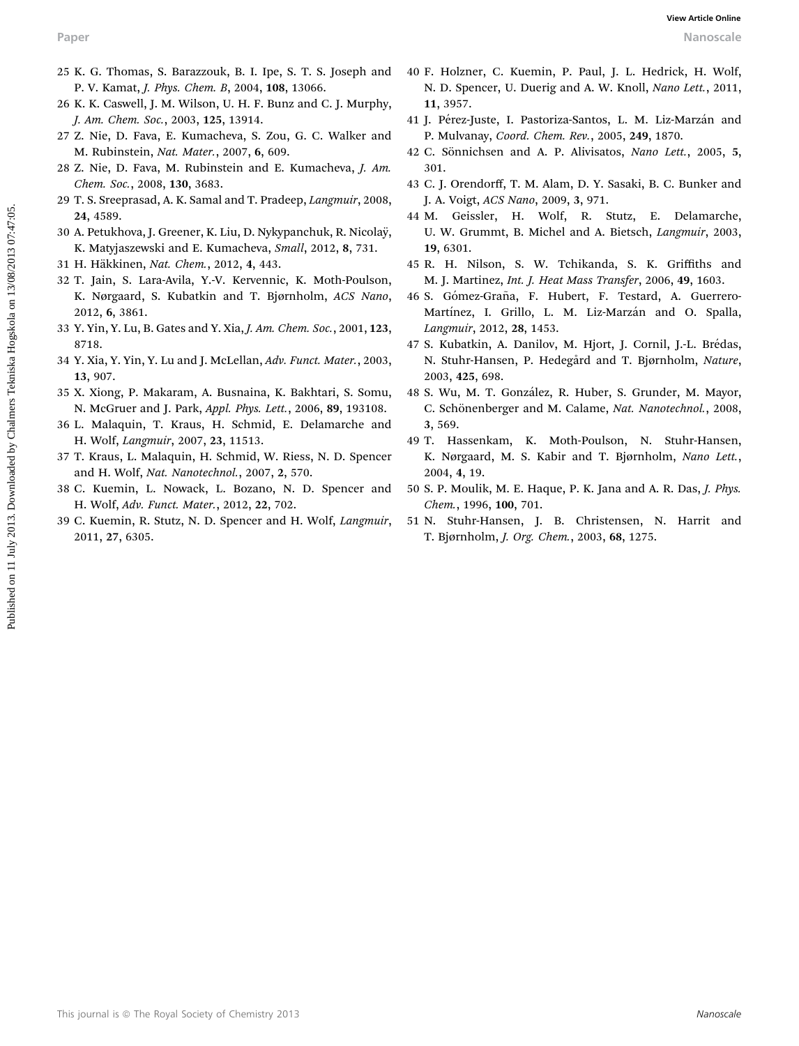25 K. G. Thomas, S. Barazzouk, B. I. Ipe, S. T. S. Joseph and P. V. Kamat, *J. Phys. Chem. B*, 2004, **108**, 13066.

26 K. K. Caswell, J. M. Wilson, U. H. F. Bunz and C. J. Murphy, *J. Am. Chem. Soc.*, 2003, **125**, 13914.

27 Z. Nie, D. Fava, E. Kumacheva, S. Zou, G. C. Walker and M. Rubinstein, *Nat. Mater.*, 2007, **6**, 609.

28 Z. Nie, D. Fava, M. Rubinstein and E. Kumacheva, *J. Am. Chem. Soc.*, 2008, **130**, 3683.

29 T. S. Sreeprasad, A. K. Samal and T. Pradeep, *Langmuir*, 2008, **24**, 4589.

30 A. Petukhova, J. Greener, K. Liu, D. Nykypanchuk, R. Nicolaÿ, K. Matyjaszewski and E. Kumacheva, *Small*, 2012, **8**, 731.

31 H. Häkkinen, *Nat. Chem.*, 2012, **4**, 443.

32 T. Jain, S. Lara-Avila, Y.-V. Kervennic, K. Moth-Poulson, K. Nørgaard, S. Kubatkin and T. Bjørnholm, *ACS Nano*, 2012, **6**, 3861.

33 Y. Yin, Y. Lu, B. Gates and Y. Xia, *J. Am. Chem. Soc.*, 2001, **123**, 8718.

34 Y. Xia, Y. Yin, Y. Lu and J. McLellan, *Adv. Funct. Mater.*, 2003, **13**, 907.

35 X. Xiong, P. Makaram, A. Busnaina, K. Bakhtari, S. Somu, N. McGruer and J. Park, *Appl. Phys. Lett.*, 2006, **89**, 193108.

36 L. Malaquin, T. Kraus, H. Schmid, E. Delamarche and H. Wolf, *Langmuir*, 2007, **23**, 11513.

37 T. Kraus, L. Malaquin, H. Schmid, W. Riess, N. D. Spencer and H. Wolf, *Nat. Nanotechnol.*, 2007, **2**, 570.

38 C. Kuemin, L. Nowack, L. Bozano, N. D. Spencer and H. Wolf, *Adv. Funct. Mater.*, 2012, **22**, 702.

39 C. Kuemin, R. Stutz, N. D. Spencer and H. Wolf, *Langmuir*, 2011, **27**, 6305.

40 F. Holzner, C. Kuemin, P. Paul, J. L. Hedrick, H. Wolf, N. D. Spencer, U. Duerig and A. W. Knoll, *Nano Lett.*, 2011, **11**, 3957.

41 J. Pérez-Juste, I. Pastoriza-Santos, L. M. Liz-Marzán and P. Mulvanay, *Coord. Chem. Rev.*, 2005, **249**, 1870.

42 C. Sönnichsen and A. P. Alivisatos, *Nano Lett.*, 2005, **5**, 301.

43 C. J. Orendorff, T. M. Alam, D. Y. Sasaki, B. C. Bunker and J. A. Voigt, *ACS Nano*, 2009, **3**, 971.

44 M. Geissler, H. Wolf, R. Stutz, E. Delamarche, U. W. Grummt, B. Michel and A. Bietsch, *Langmuir*, 2003, **19**, 6301.

45 R. H. Nilson, S. W. Tchikanda, S. K. Griffiths and M. J. Martinez, *Int. J. Heat Mass Transfer*, 2006, **49**, 1603.

46 S. Gómez-Graña, F. Hubert, F. Testard, A. Guerrero-Martínez, I. Grillo, L. M. Liz-Marzán and O. Spalla, *Langmuir*, 2012, **28**, 1453.

47 S. Kubatkin, A. Danilov, M. Hjort, J. Cornil, J.-L. Brédas, N. Stuhr-Hansen, P. Hedegård and T. Bjørnholm, *Nature*, 2003, **425**, 698.

48 S. Wu, M. T. González, R. Huber, S. Grunder, M. Mayor, C. Schönenberger and M. Calame, *Nat. Nanotechnol.*, 2008, **3**, 569.

49 T. Hassenkam, K. Moth-Poulson, N. Stuhr-Hansen, K. Nørgaard, M. S. Kabir and T. Bjørnholm, *Nano Lett.*, 2004, **4**, 19.

50 S. P. Moulik, M. E. Haque, P. K. Jana and A. R. Das, *J. Phys. Chem.*, 1996, **100**, 701.

51 N. Stuhr-Hansen, J. B. Christensen, N. Harrit and T. Bjørnholm, *J. Org. Chem.*, 2003, **68**, 1275.